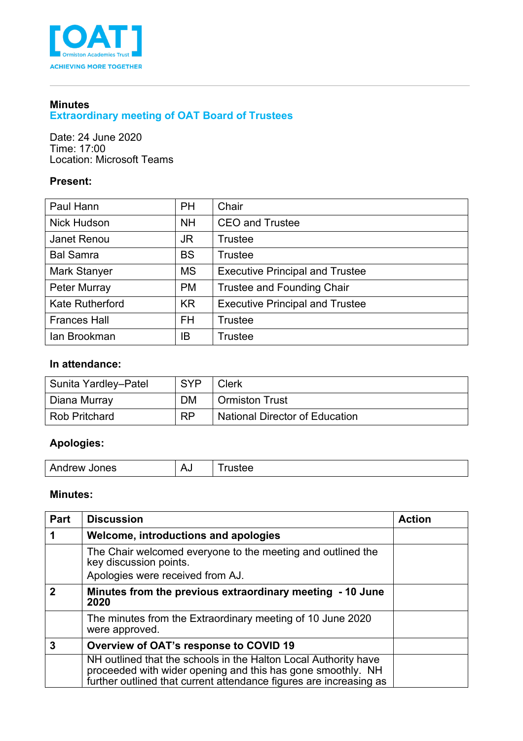[OAT] Ormiston Academies Trust
ACHIEVING MORE TOGETHER

**Minutes**
## Extraordinary meeting of OAT Board of Trustees

Date: 24 June 2020
Time: 17:00
Location: Microsoft Teams

**Present:**

| | | |
|---|---|---|
| Paul Hann | PH | Chair |
| Nick Hudson | NH | CEO and Trustee |
| Janet Renou | JR | Trustee |
| Bal Samra | BS | Trustee |
| Mark Stanyer | MS | Executive Principal and Trustee |
| Peter Murray | PM | Trustee and Founding Chair |
| Kate Rutherford | KR | Executive Principal and Trustee |
| Frances Hall | FH | Trustee |
| Ian Brookman | IB | Trustee |

**In attendance:**

| | | |
|---|---|---|
| Sunita Yardley–Patel | SYP | Clerk |
| Diana Murray | DM | Ormiston Trust |
| Rob Pritchard | RP | National Director of Education |

**Apologies:**

| | | |
|---|---|---|
| Andrew Jones | AJ | Trustee |

**Minutes:**

| Part | Discussion | Action |
|---|---|---|
| **1** | **Welcome, introductions and apologies** | |
| | The Chair welcomed everyone to the meeting and outlined the key discussion points.<br>Apologies were received from AJ. | |
| **2** | **Minutes from the previous extraordinary meeting - 10 June 2020** | |
| | The minutes from the Extraordinary meeting of 10 June 2020 were approved. | |
| **3** | **Overview of OAT's response to COVID 19** | |
| | NH outlined that the schools in the Halton Local Authority have proceeded with wider opening and this has gone smoothly. NH further outlined that current attendance figures are increasing as | |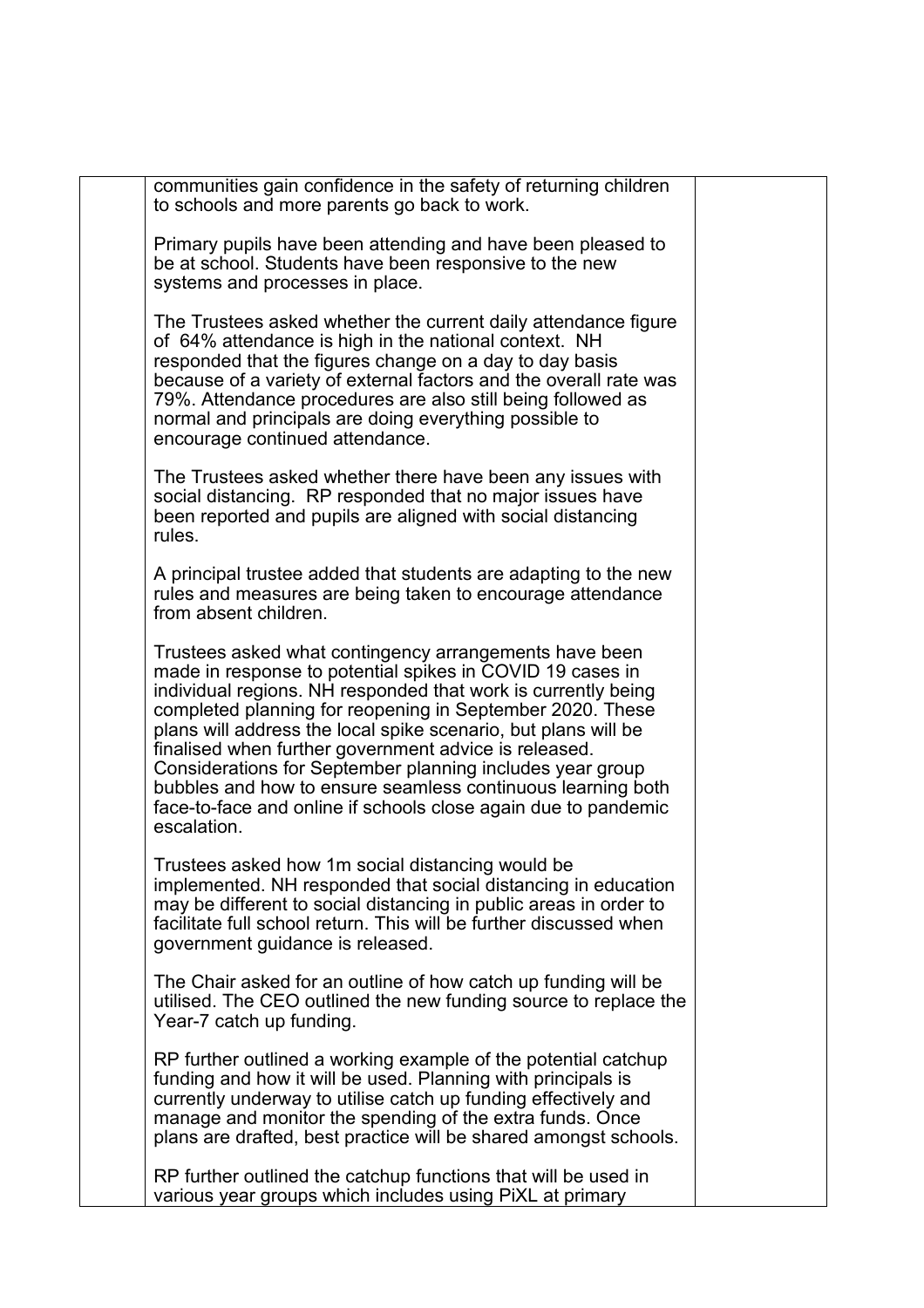| | | |
|---|---|---|
| | communities gain confidence in the safety of returning children to schools and more parents go back to work.<br><br>Primary pupils have been attending and have been pleased to be at school. Students have been responsive to the new systems and processes in place.<br><br>The Trustees asked whether the current daily attendance figure of 64% attendance is high in the national context. NH responded that the figures change on a day to day basis because of a variety of external factors and the overall rate was 79%. Attendance procedures are also still being followed as normal and principals are doing everything possible to encourage continued attendance.<br><br>The Trustees asked whether there have been any issues with social distancing. RP responded that no major issues have been reported and pupils are aligned with social distancing rules.<br><br>A principal trustee added that students are adapting to the new rules and measures are being taken to encourage attendance from absent children.<br><br>Trustees asked what contingency arrangements have been made in response to potential spikes in COVID 19 cases in individual regions. NH responded that work is currently being completed planning for reopening in September 2020. These plans will address the local spike scenario, but plans will be finalised when further government advice is released. Considerations for September planning includes year group bubbles and how to ensure seamless continuous learning both face-to-face and online if schools close again due to pandemic escalation.<br><br>Trustees asked how 1m social distancing would be implemented. NH responded that social distancing in education may be different to social distancing in public areas in order to facilitate full school return. This will be further discussed when government guidance is released.<br><br>The Chair asked for an outline of how catch up funding will be utilised. The CEO outlined the new funding source to replace the Year-7 catch up funding.<br><br>RP further outlined a working example of the potential catchup funding and how it will be used. Planning with principals is currently underway to utilise catch up funding effectively and manage and monitor the spending of the extra funds. Once plans are drafted, best practice will be shared amongst schools.<br><br>RP further outlined the catchup functions that will be used in various year groups which includes using PiXL at primary | |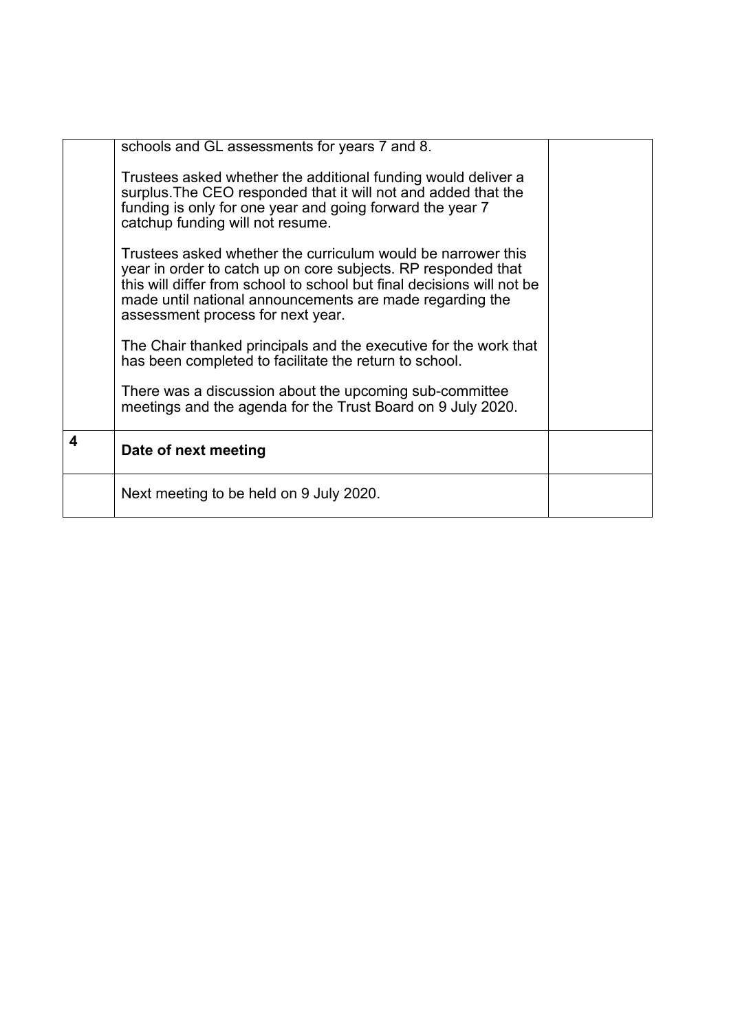| | | |
|---|---|---|
| | schools and GL assessments for years 7 and 8.<br><br>Trustees asked whether the additional funding would deliver a surplus.The CEO responded that it will not and added that the funding is only for one year and going forward the year 7 catchup funding will not resume.<br><br>Trustees asked whether the curriculum would be narrower this year in order to catch up on core subjects. RP responded that this will differ from school to school but final decisions will not be made until national announcements are made regarding the assessment process for next year.<br><br>The Chair thanked principals and the executive for the work that has been completed to facilitate the return to school.<br><br>There was a discussion about the upcoming sub-committee meetings and the agenda for the Trust Board on 9 July 2020. | |
| **4** | **Date of next meeting** | |
| | Next meeting to be held on 9 July 2020. | |